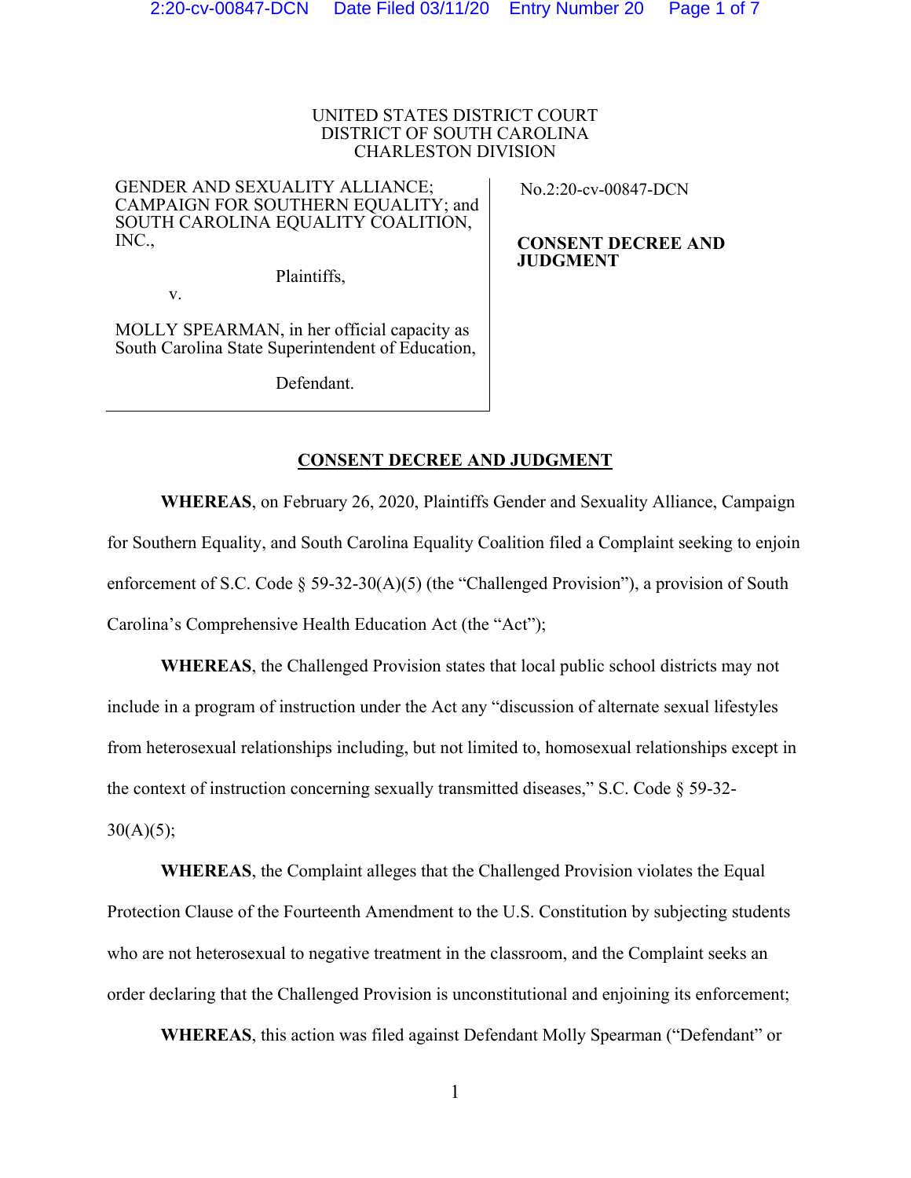UNITED STATES DISTRICT COURT
DISTRICT OF SOUTH CAROLINA
CHARLESTON DIVISION

| | |
|---|---|
| GENDER AND SEXUALITY ALLIANCE; CAMPAIGN FOR SOUTHERN EQUALITY; and SOUTH CAROLINA EQUALITY COALITION, INC.,<br><br>Plaintiffs,<br><br>v.<br><br>MOLLY SPEARMAN, in her official capacity as South Carolina State Superintendent of Education,<br><br>Defendant. | No.2:20-cv-00847-DCN<br><br>**CONSENT DECREE AND JUDGMENT** |

## CONSENT DECREE AND JUDGMENT

**WHEREAS**, on February 26, 2020, Plaintiffs Gender and Sexuality Alliance, Campaign for Southern Equality, and South Carolina Equality Coalition filed a Complaint seeking to enjoin enforcement of S.C. Code § 59-32-30(A)(5) (the "Challenged Provision"), a provision of South Carolina's Comprehensive Health Education Act (the "Act");

**WHEREAS**, the Challenged Provision states that local public school districts may not include in a program of instruction under the Act any "discussion of alternate sexual lifestyles from heterosexual relationships including, but not limited to, homosexual relationships except in the context of instruction concerning sexually transmitted diseases," S.C. Code § 59-32-30(A)(5);

**WHEREAS**, the Complaint alleges that the Challenged Provision violates the Equal Protection Clause of the Fourteenth Amendment to the U.S. Constitution by subjecting students who are not heterosexual to negative treatment in the classroom, and the Complaint seeks an order declaring that the Challenged Provision is unconstitutional and enjoining its enforcement;

**WHEREAS**, this action was filed against Defendant Molly Spearman ("Defendant" or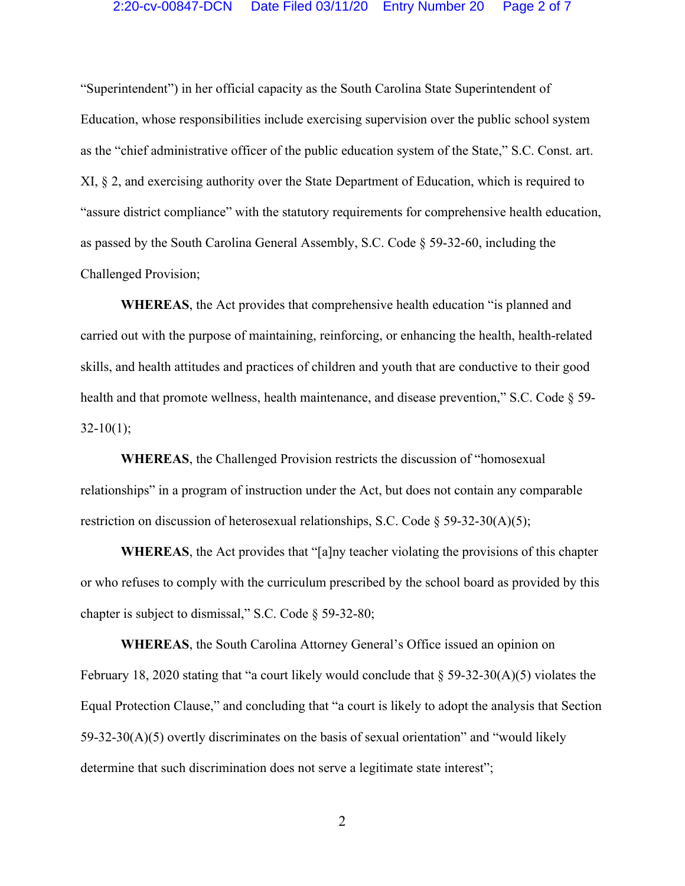"Superintendent") in her official capacity as the South Carolina State Superintendent of Education, whose responsibilities include exercising supervision over the public school system as the "chief administrative officer of the public education system of the State," S.C. Const. art. XI, § 2, and exercising authority over the State Department of Education, which is required to "assure district compliance" with the statutory requirements for comprehensive health education, as passed by the South Carolina General Assembly, S.C. Code § 59-32-60, including the Challenged Provision;

**WHEREAS**, the Act provides that comprehensive health education "is planned and carried out with the purpose of maintaining, reinforcing, or enhancing the health, health-related skills, and health attitudes and practices of children and youth that are conductive to their good health and that promote wellness, health maintenance, and disease prevention," S.C. Code § 59-32-10(1);

**WHEREAS**, the Challenged Provision restricts the discussion of "homosexual relationships" in a program of instruction under the Act, but does not contain any comparable restriction on discussion of heterosexual relationships, S.C. Code § 59-32-30(A)(5);

**WHEREAS**, the Act provides that "[a]ny teacher violating the provisions of this chapter or who refuses to comply with the curriculum prescribed by the school board as provided by this chapter is subject to dismissal," S.C. Code § 59-32-80;

**WHEREAS**, the South Carolina Attorney General's Office issued an opinion on February 18, 2020 stating that "a court likely would conclude that § 59-32-30(A)(5) violates the Equal Protection Clause," and concluding that "a court is likely to adopt the analysis that Section 59-32-30(A)(5) overtly discriminates on the basis of sexual orientation" and "would likely determine that such discrimination does not serve a legitimate state interest";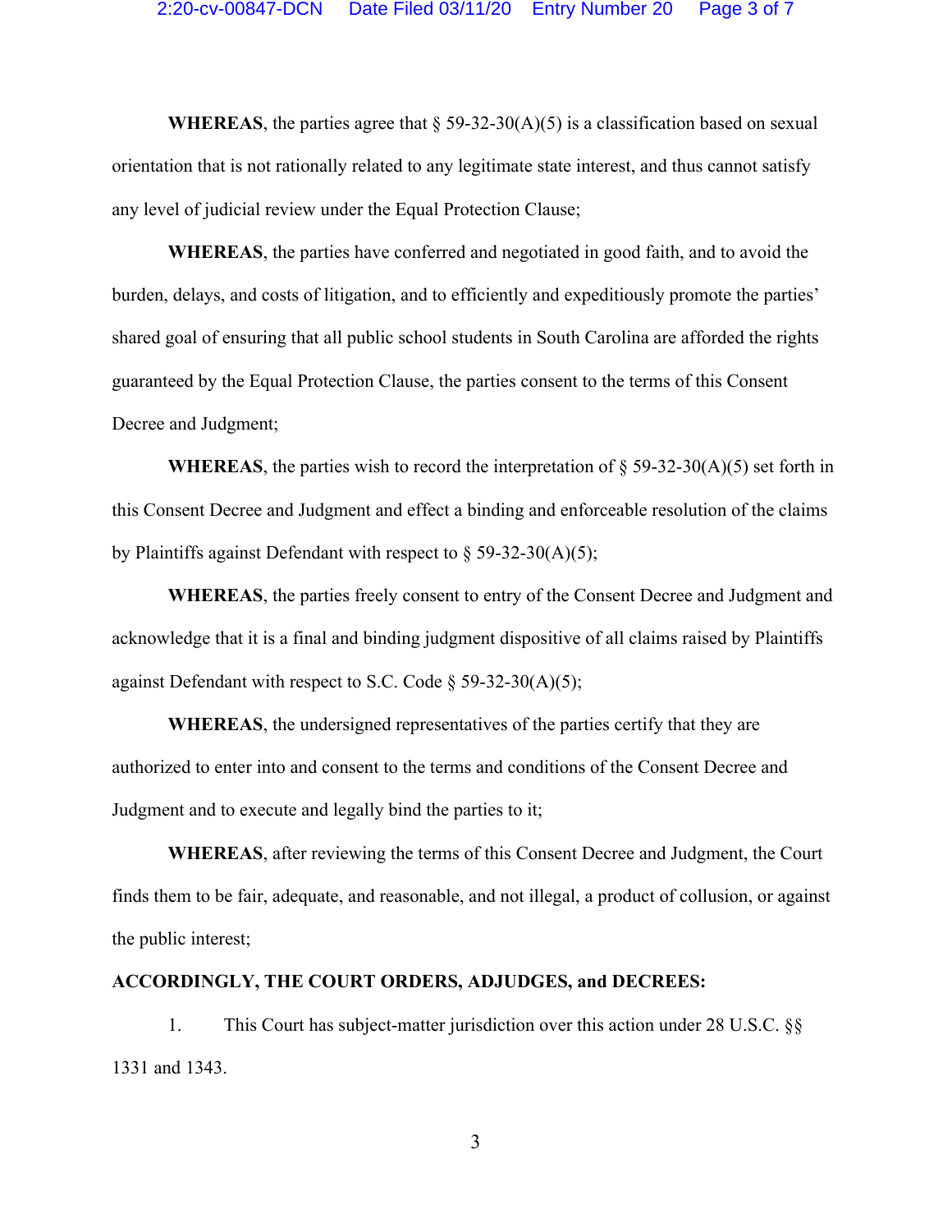**WHEREAS**, the parties agree that § 59-32-30(A)(5) is a classification based on sexual orientation that is not rationally related to any legitimate state interest, and thus cannot satisfy any level of judicial review under the Equal Protection Clause;

**WHEREAS**, the parties have conferred and negotiated in good faith, and to avoid the burden, delays, and costs of litigation, and to efficiently and expeditiously promote the parties' shared goal of ensuring that all public school students in South Carolina are afforded the rights guaranteed by the Equal Protection Clause, the parties consent to the terms of this Consent Decree and Judgment;

**WHEREAS**, the parties wish to record the interpretation of § 59-32-30(A)(5) set forth in this Consent Decree and Judgment and effect a binding and enforceable resolution of the claims by Plaintiffs against Defendant with respect to § 59-32-30(A)(5);

**WHEREAS**, the parties freely consent to entry of the Consent Decree and Judgment and acknowledge that it is a final and binding judgment dispositive of all claims raised by Plaintiffs against Defendant with respect to S.C. Code § 59-32-30(A)(5);

**WHEREAS**, the undersigned representatives of the parties certify that they are authorized to enter into and consent to the terms and conditions of the Consent Decree and Judgment and to execute and legally bind the parties to it;

**WHEREAS**, after reviewing the terms of this Consent Decree and Judgment, the Court finds them to be fair, adequate, and reasonable, and not illegal, a product of collusion, or against the public interest;

**ACCORDINGLY, THE COURT ORDERS, ADJUDGES, and DECREES:**

1. This Court has subject-matter jurisdiction over this action under 28 U.S.C. §§ 1331 and 1343.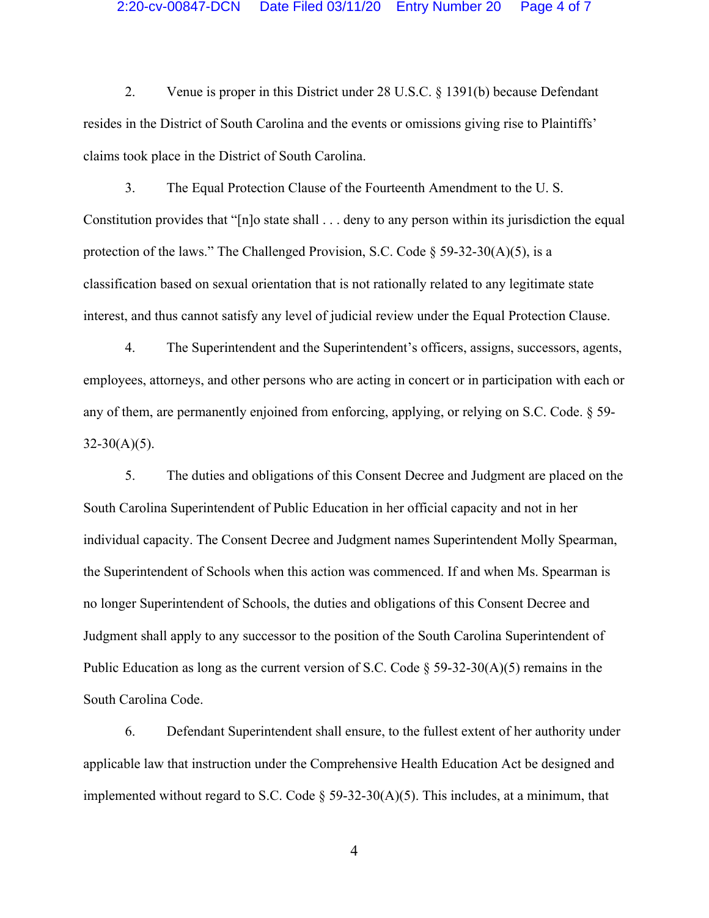2. Venue is proper in this District under 28 U.S.C. § 1391(b) because Defendant resides in the District of South Carolina and the events or omissions giving rise to Plaintiffs' claims took place in the District of South Carolina.

3. The Equal Protection Clause of the Fourteenth Amendment to the U. S. Constitution provides that "[n]o state shall . . . deny to any person within its jurisdiction the equal protection of the laws." The Challenged Provision, S.C. Code § 59-32-30(A)(5), is a classification based on sexual orientation that is not rationally related to any legitimate state interest, and thus cannot satisfy any level of judicial review under the Equal Protection Clause.

4. The Superintendent and the Superintendent's officers, assigns, successors, agents, employees, attorneys, and other persons who are acting in concert or in participation with each or any of them, are permanently enjoined from enforcing, applying, or relying on S.C. Code. § 59-32-30(A)(5).

5. The duties and obligations of this Consent Decree and Judgment are placed on the South Carolina Superintendent of Public Education in her official capacity and not in her individual capacity. The Consent Decree and Judgment names Superintendent Molly Spearman, the Superintendent of Schools when this action was commenced. If and when Ms. Spearman is no longer Superintendent of Schools, the duties and obligations of this Consent Decree and Judgment shall apply to any successor to the position of the South Carolina Superintendent of Public Education as long as the current version of S.C. Code § 59-32-30(A)(5) remains in the South Carolina Code.

6. Defendant Superintendent shall ensure, to the fullest extent of her authority under applicable law that instruction under the Comprehensive Health Education Act be designed and implemented without regard to S.C. Code § 59-32-30(A)(5). This includes, at a minimum, that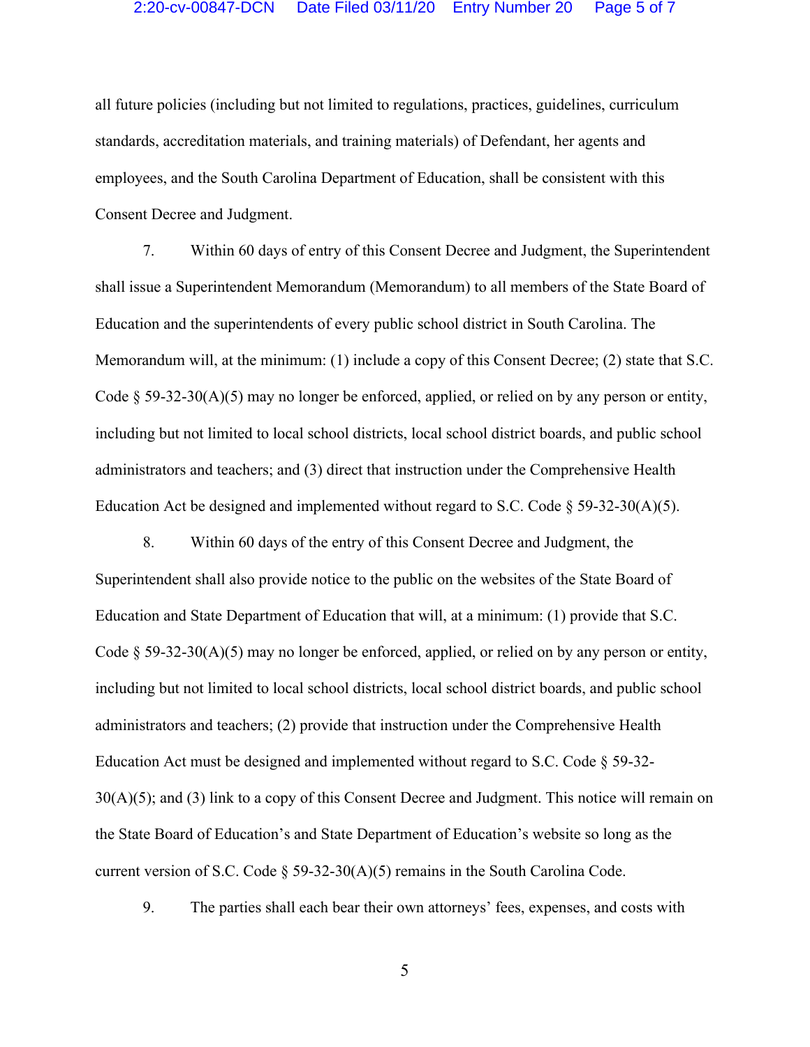all future policies (including but not limited to regulations, practices, guidelines, curriculum standards, accreditation materials, and training materials) of Defendant, her agents and employees, and the South Carolina Department of Education, shall be consistent with this Consent Decree and Judgment.

7. Within 60 days of entry of this Consent Decree and Judgment, the Superintendent shall issue a Superintendent Memorandum (Memorandum) to all members of the State Board of Education and the superintendents of every public school district in South Carolina. The Memorandum will, at the minimum: (1) include a copy of this Consent Decree; (2) state that S.C. Code § 59-32-30(A)(5) may no longer be enforced, applied, or relied on by any person or entity, including but not limited to local school districts, local school district boards, and public school administrators and teachers; and (3) direct that instruction under the Comprehensive Health Education Act be designed and implemented without regard to S.C. Code § 59-32-30(A)(5).

8. Within 60 days of the entry of this Consent Decree and Judgment, the Superintendent shall also provide notice to the public on the websites of the State Board of Education and State Department of Education that will, at a minimum: (1) provide that S.C. Code § 59-32-30(A)(5) may no longer be enforced, applied, or relied on by any person or entity, including but not limited to local school districts, local school district boards, and public school administrators and teachers; (2) provide that instruction under the Comprehensive Health Education Act must be designed and implemented without regard to S.C. Code § 59-32-30(A)(5); and (3) link to a copy of this Consent Decree and Judgment. This notice will remain on the State Board of Education's and State Department of Education's website so long as the current version of S.C. Code § 59-32-30(A)(5) remains in the South Carolina Code.

9. The parties shall each bear their own attorneys' fees, expenses, and costs with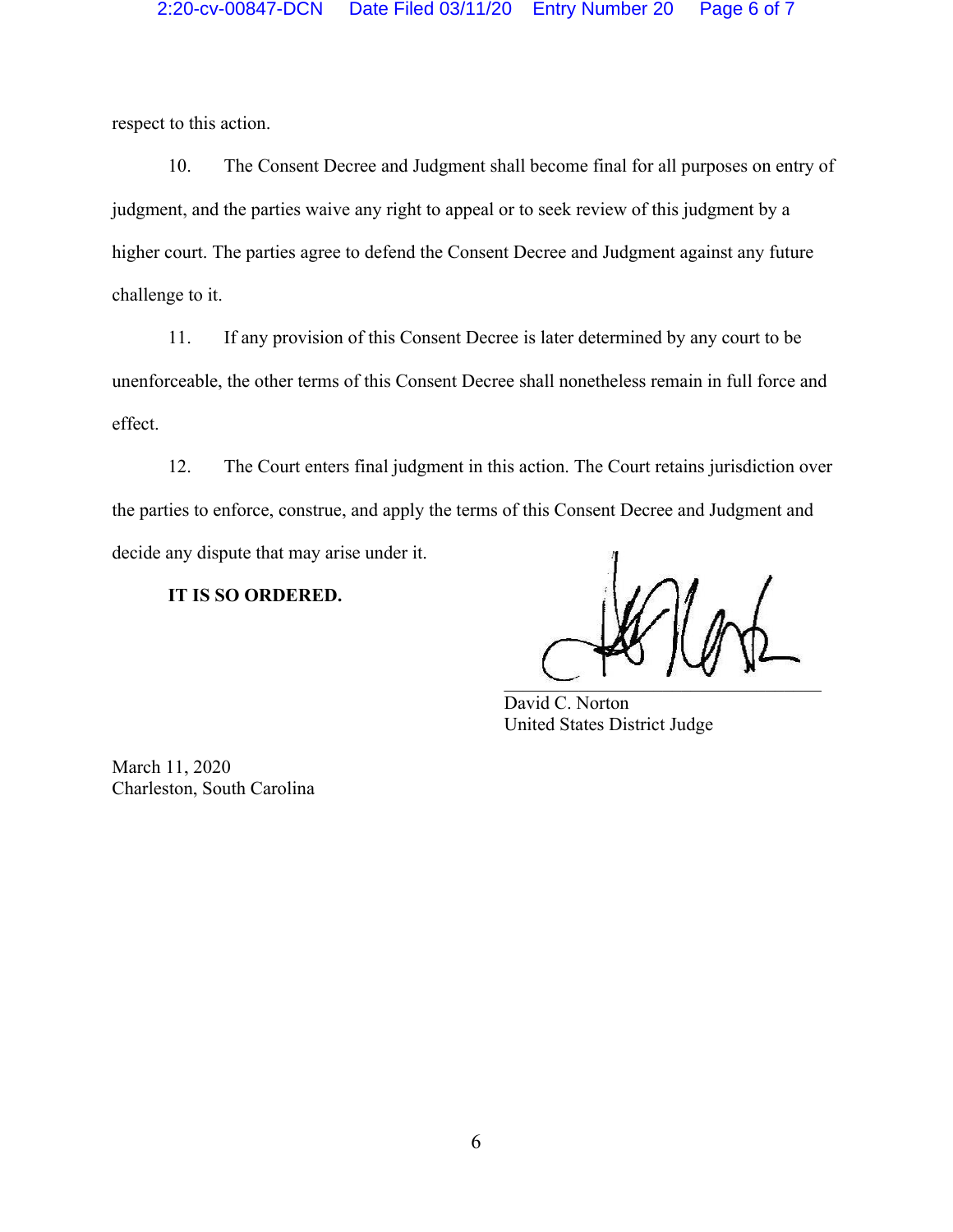respect to this action.

10. The Consent Decree and Judgment shall become final for all purposes on entry of judgment, and the parties waive any right to appeal or to seek review of this judgment by a higher court. The parties agree to defend the Consent Decree and Judgment against any future challenge to it.

11. If any provision of this Consent Decree is later determined by any court to be unenforceable, the other terms of this Consent Decree shall nonetheless remain in full force and effect.

12. The Court enters final judgment in this action. The Court retains jurisdiction over the parties to enforce, construe, and apply the terms of this Consent Decree and Judgment and decide any dispute that may arise under it.

**IT IS SO ORDERED.**

David C. Norton
United States District Judge

March 11, 2020
Charleston, South Carolina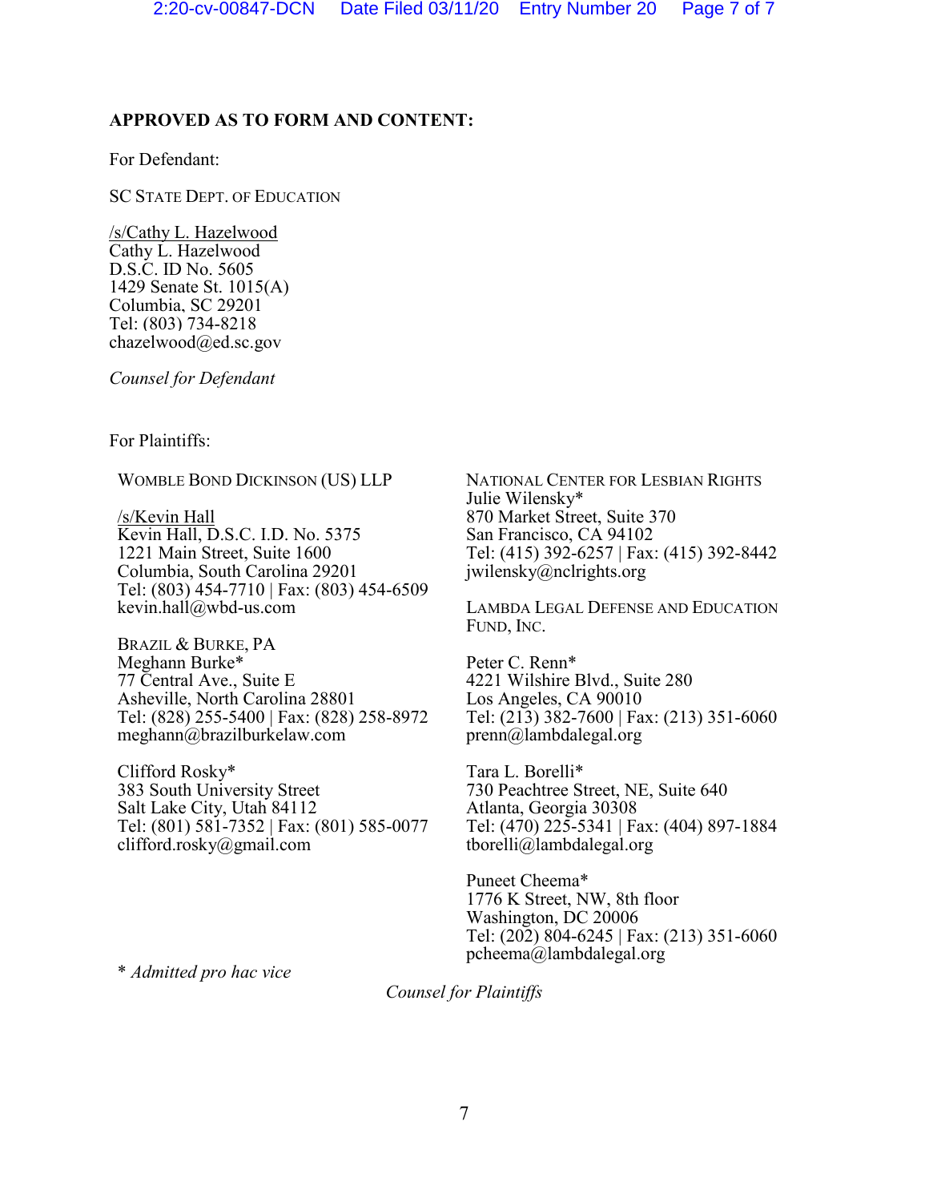**APPROVED AS TO FORM AND CONTENT:**

For Defendant:

SC STATE DEPT. OF EDUCATION

/s/Cathy L. Hazelwood
Cathy L. Hazelwood
D.S.C. ID No. 5605
1429 Senate St. 1015(A)
Columbia, SC 29201
Tel: (803) 734-8218
chazelwood@ed.sc.gov

*Counsel for Defendant*

For Plaintiffs:

WOMBLE BOND DICKINSON (US) LLP

/s/Kevin Hall
Kevin Hall, D.S.C. I.D. No. 5375
1221 Main Street, Suite 1600
Columbia, South Carolina 29201
Tel: (803) 454-7710 | Fax: (803) 454-6509
kevin.hall@wbd-us.com

BRAZIL & BURKE, PA
Meghann Burke*
77 Central Ave., Suite E
Asheville, North Carolina 28801
Tel: (828) 255-5400 | Fax: (828) 258-8972
meghann@brazilburkelaw.com

Clifford Rosky*
383 South University Street
Salt Lake City, Utah 84112
Tel: (801) 581-7352 | Fax: (801) 585-0077
clifford.rosky@gmail.com

NATIONAL CENTER FOR LESBIAN RIGHTS
Julie Wilensky*
870 Market Street, Suite 370
San Francisco, CA 94102
Tel: (415) 392-6257 | Fax: (415) 392-8442
jwilensky@nclrights.org

LAMBDA LEGAL DEFENSE AND EDUCATION FUND, INC.

Peter C. Renn*
4221 Wilshire Blvd., Suite 280
Los Angeles, CA 90010
Tel: (213) 382-7600 | Fax: (213) 351-6060
prenn@lambdalegal.org

Tara L. Borelli*
730 Peachtree Street, NE, Suite 640
Atlanta, Georgia 30308
Tel: (470) 225-5341 | Fax: (404) 897-1884
tborelli@lambdalegal.org

Puneet Cheema*
1776 K Street, NW, 8th floor
Washington, DC 20006
Tel: (202) 804-6245 | Fax: (213) 351-6060
pcheema@lambdalegal.org

*Counsel for Plaintiffs*

\* *Admitted pro hac vice*